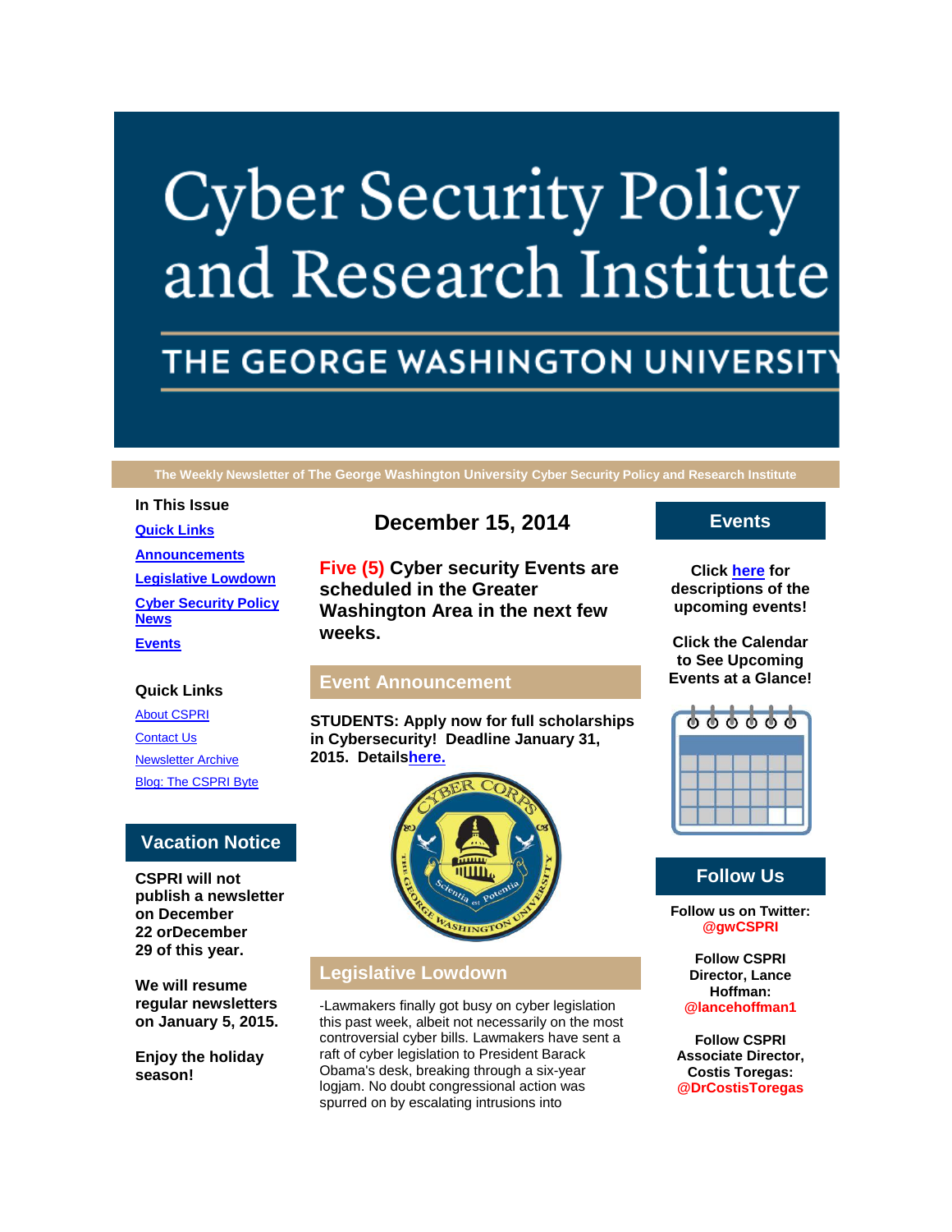# Cyber Security Policy and Research Institute

## THE GEORGE WASHINGTON UNIVERSITY

The Weekly Newsletter of The George Washington University Cyber Security Policy and Research Institute

**In This Issue**

**Quick Links**

**Announcements**

**Legislative Lowdown**

**Cyber Security Policy News**

**Events**

**Quick Links**

About CSPRI

Contact Us

Newsletter Archive

Blog: The CSPRI Byte

## Vacation Notice

**CSPRI will not publish a newsletter on December 22 orDecember 29 of this year.**

**We will resume regular newsletters on January 5, 2015.**

**Enjoy the holiday season!**

## December 15, 2014

**Five (5) Cyber security Events are scheduled in the Greater Washington Area in the next few weeks.**

## Event Announcement

**STUDENTS: Apply now for full scholarships in Cybersecurity! Deadline January 31, 2015. Detailshere.**

## Legislative Lowdown

-Lawmakers finally got busy on cyber legislation this past week, albeit not necessarily on the most controversial cyber bills. Lawmakers have sent a raft of cyber legislation to President Barack Obama's desk, breaking through a six-year logjam. No doubt congressional action was spurred on by escalating intrusions into

## Events

**Click here for descriptions of the upcoming events!**

**Click the Calendar to See Upcoming Events at a Glance!**

## Follow Us

**Follow us on Twitter: @gwCSPRI**

**Follow CSPRI Director, Lance Hoffman: @lancehoffman1**

**Follow CSPRI Associate Director, Costis Toregas: @DrCostisToregas**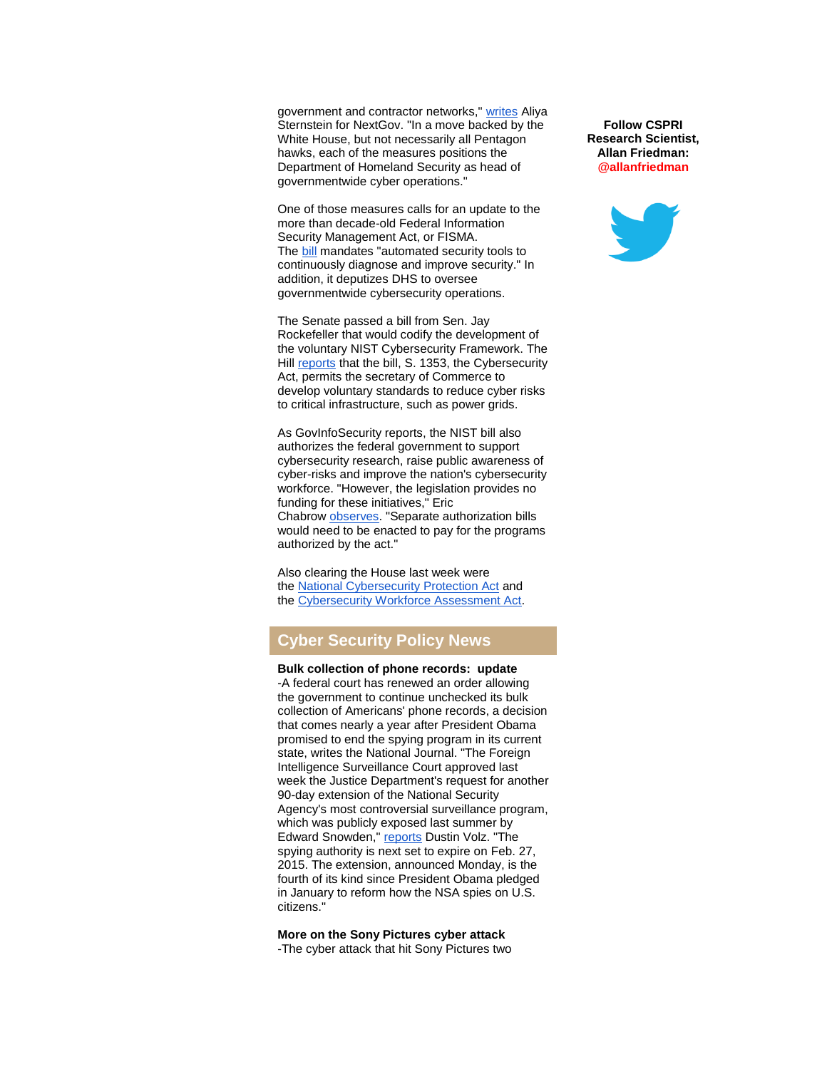government and contractor networks," writes Aliya Sternstein for NextGov. "In a move backed by the White House, but not necessarily all Pentagon hawks, each of the measures positions the Department of Homeland Security as head of governmentwide cyber operations."

One of those measures calls for an update to the more than decade-old Federal Information Security Management Act, or FISMA. The bill mandates "automated security tools to continuously diagnose and improve security." In addition, it deputizes DHS to oversee governmentwide cybersecurity operations.

The Senate passed a bill from Sen. Jay Rockefeller that would codify the development of the voluntary NIST Cybersecurity Framework. The Hill reports that the bill, S. 1353, the Cybersecurity Act, permits the secretary of Commerce to develop voluntary standards to reduce cyber risks to critical infrastructure, such as power grids.

As GovInfoSecurity reports, the NIST bill also authorizes the federal government to support cybersecurity research, raise public awareness of cyber-risks and improve the nation's cybersecurity workforce. "However, the legislation provides no funding for these initiatives," Eric Chabrow observes. "Separate authorization bills would need to be enacted to pay for the programs authorized by the act."

Also clearing the House last week were the National Cybersecurity Protection Act and the Cybersecurity Workforce Assessment Act.

## Cyber Security Policy News

**Bulk collection of phone records: update**
-A federal court has renewed an order allowing the government to continue unchecked its bulk collection of Americans' phone records, a decision that comes nearly a year after President Obama promised to end the spying program in its current state, writes the National Journal. "The Foreign Intelligence Surveillance Court approved last week the Justice Department's request for another 90-day extension of the National Security Agency's most controversial surveillance program, which was publicly exposed last summer by Edward Snowden," reports Dustin Volz. "The spying authority is next set to expire on Feb. 27, 2015. The extension, announced Monday, is the fourth of its kind since President Obama pledged in January to reform how the NSA spies on U.S. citizens."

**More on the Sony Pictures cyber attack**
-The cyber attack that hit Sony Pictures two

**Follow CSPRI Research Scientist, Allan Friedman: @allanfriedman**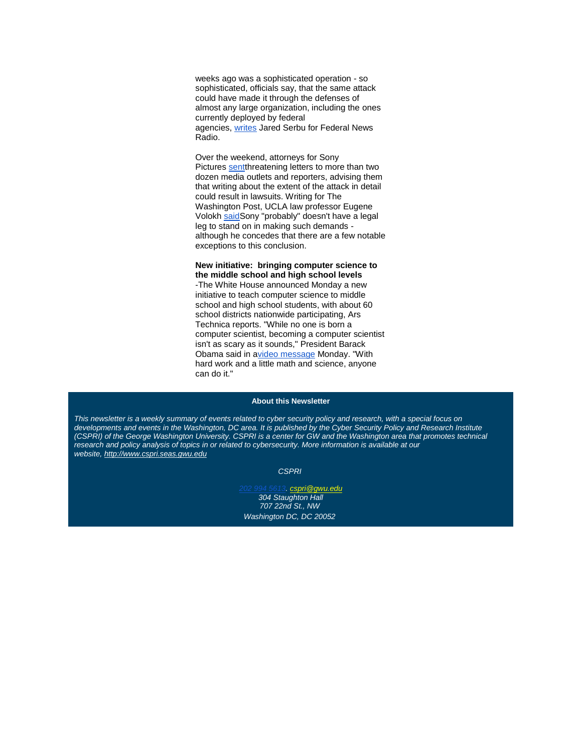weeks ago was a sophisticated operation - so sophisticated, officials say, that the same attack could have made it through the defenses of almost any large organization, including the ones currently deployed by federal agencies, writes Jared Serbu for Federal News Radio.

Over the weekend, attorneys for Sony Pictures sentthreatening letters to more than two dozen media outlets and reporters, advising them that writing about the extent of the attack in detail could result in lawsuits. Writing for The Washington Post, UCLA law professor Eugene Volokh saidSony "probably" doesn't have a legal leg to stand on in making such demands - although he concedes that there are a few notable exceptions to this conclusion.

**New initiative: bringing computer science to the middle school and high school levels**
-The White House announced Monday a new initiative to teach computer science to middle school and high school students, with about 60 school districts nationwide participating, Ars Technica reports. "While no one is born a computer scientist, becoming a computer scientist isn't as scary as it sounds," President Barack Obama said in avideo message Monday. "With hard work and a little math and science, anyone can do it."

**About this Newsletter**

*This newsletter is a weekly summary of events related to cyber security policy and research, with a special focus on developments and events in the Washington, DC area. It is published by the Cyber Security Policy and Research Institute (CSPRI) of the George Washington University. CSPRI is a center for GW and the Washington area that promotes technical research and policy analysis of topics in or related to cybersecurity. More information is available at our website, http://www.cspri.seas.gwu.edu*

*CSPRI*

*202 994 5613, cspri@gwu.edu*
*304 Staughton Hall*
*707 22nd St., NW*
*Washington DC, DC 20052*